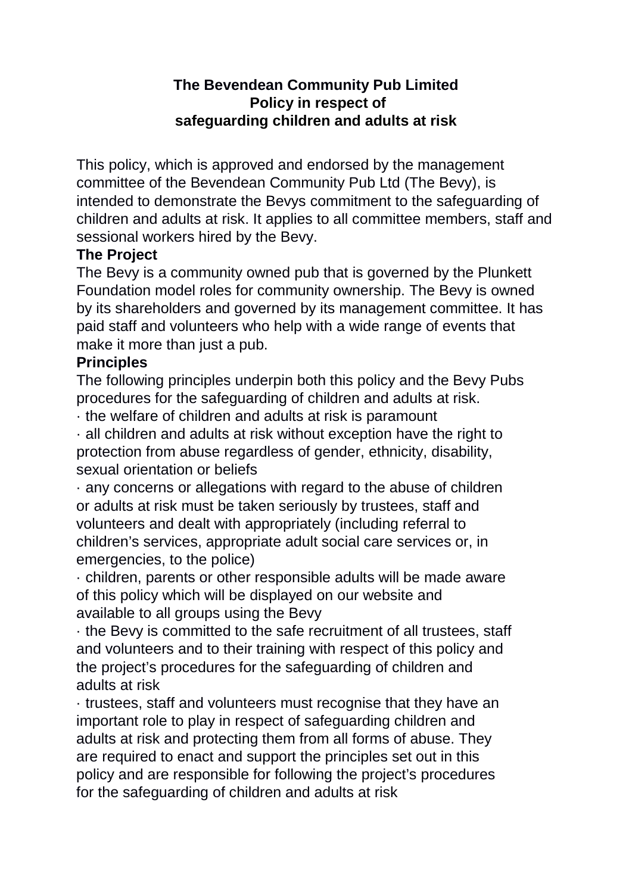**The Bevendean Community Pub Limited**
**Policy in respect of**
**safeguarding children and adults at risk**

This policy, which is approved and endorsed by the management committee of the Bevendean Community Pub Ltd (The Bevy), is intended to demonstrate the Bevys commitment to the safeguarding of children and adults at risk. It applies to all committee members, staff and sessional workers hired by the Bevy.

**The Project**

The Bevy is a community owned pub that is governed by the Plunkett Foundation model roles for community ownership. The Bevy is owned by its shareholders and governed by its management committee. It has paid staff and volunteers who help with a wide range of events that make it more than just a pub.

**Principles**

The following principles underpin both this policy and the Bevy Pubs procedures for the safeguarding of children and adults at risk.

- the welfare of children and adults at risk is paramount
- all children and adults at risk without exception have the right to protection from abuse regardless of gender, ethnicity, disability, sexual orientation or beliefs
- any concerns or allegations with regard to the abuse of children or adults at risk must be taken seriously by trustees, staff and volunteers and dealt with appropriately (including referral to children's services, appropriate adult social care services or, in emergencies, to the police)
- children, parents or other responsible adults will be made aware of this policy which will be displayed on our website and available to all groups using the Bevy
- the Bevy is committed to the safe recruitment of all trustees, staff and volunteers and to their training with respect of this policy and the project's procedures for the safeguarding of children and adults at risk
- trustees, staff and volunteers must recognise that they have an important role to play in respect of safeguarding children and adults at risk and protecting them from all forms of abuse. They are required to enact and support the principles set out in this policy and are responsible for following the project's procedures for the safeguarding of children and adults at risk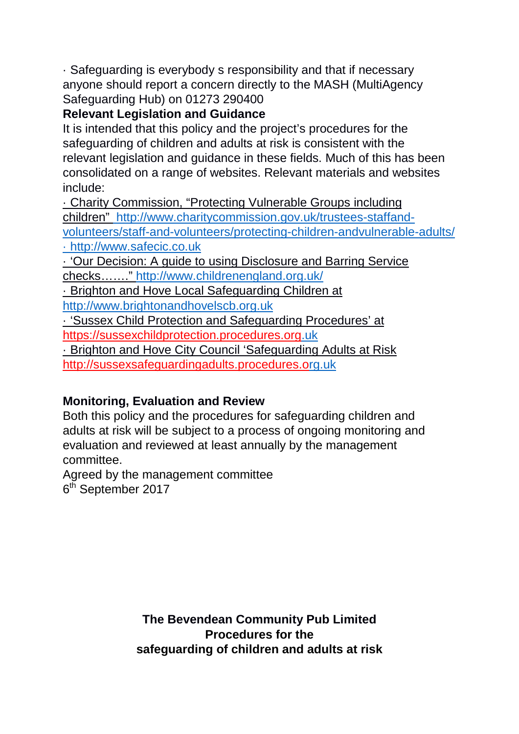· Safeguarding is everybody s responsibility and that if necessary anyone should report a concern directly to the MASH (MultiAgency Safeguarding Hub) on 01273 290400

**Relevant Legislation and Guidance**

It is intended that this policy and the project's procedures for the safeguarding of children and adults at risk is consistent with the relevant legislation and guidance in these fields. Much of this has been consolidated on a range of websites. Relevant materials and websites include:

· Charity Commission, "Protecting Vulnerable Groups including children" http://www.charitycommission.gov.uk/trustees-staffand-volunteers/staff-and-volunteers/protecting-children-andvulnerable-adults/

· http://www.safecic.co.uk

· 'Our Decision: A guide to using Disclosure and Barring Service checks……." http://www.childrenengland.org.uk/

· Brighton and Hove Local Safeguarding Children at http://www.brightonandhovelscb.org.uk

· 'Sussex Child Protection and Safeguarding Procedures' at https://sussexchildprotection.procedures.org.uk

· Brighton and Hove City Council 'Safeguarding Adults at Risk http://sussexsafeguardingadults.procedures.org.uk

**Monitoring, Evaluation and Review**

Both this policy and the procedures for safeguarding children and adults at risk will be subject to a process of ongoing monitoring and evaluation and reviewed at least annually by the management committee.

Agreed by the management committee
6th September 2017

**The Bevendean Community Pub Limited**
**Procedures for the**
**safeguarding of children and adults at risk**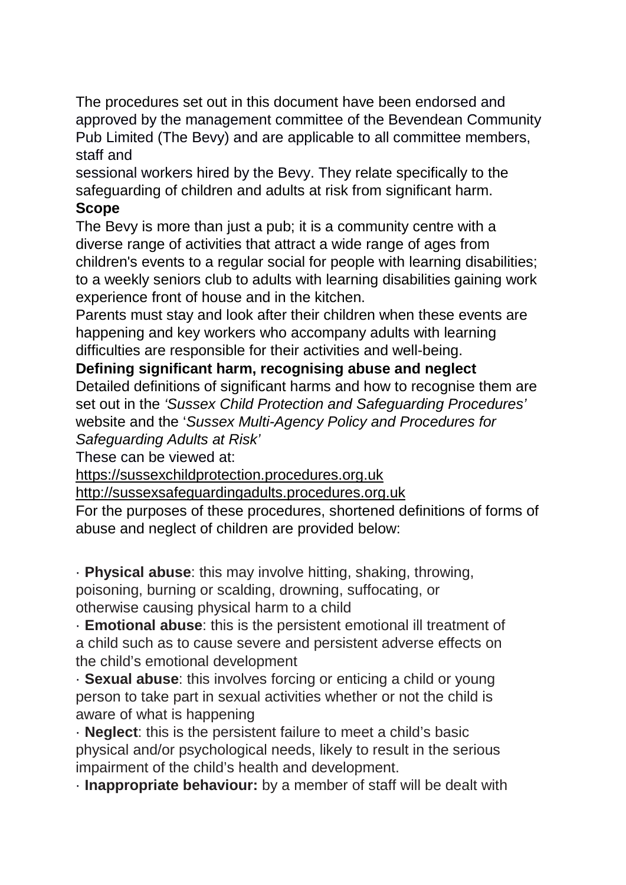The procedures set out in this document have been endorsed and approved by the management committee of the Bevendean Community Pub Limited (The Bevy) and are applicable to all committee members, staff and

sessional workers hired by the Bevy. They relate specifically to the safeguarding of children and adults at risk from significant harm.

**Scope**

The Bevy is more than just a pub; it is a community centre with a diverse range of activities that attract a wide range of ages from children's events to a regular social for people with learning disabilities; to a weekly seniors club to adults with learning disabilities gaining work experience front of house and in the kitchen.

Parents must stay and look after their children when these events are happening and key workers who accompany adults with learning difficulties are responsible for their activities and well-being.

**Defining significant harm, recognising abuse and neglect**

Detailed definitions of significant harms and how to recognise them are set out in the *'Sussex Child Protection and Safeguarding Procedures'* website and the '*Sussex Multi-Agency Policy and Procedures for Safeguarding Adults at Risk'*

These can be viewed at:

https://sussexchildprotection.procedures.org.uk

http://sussexsafeguardingadults.procedures.org.uk

For the purposes of these procedures, shortened definitions of forms of abuse and neglect of children are provided below:

· **Physical abuse**: this may involve hitting, shaking, throwing, poisoning, burning or scalding, drowning, suffocating, or otherwise causing physical harm to a child

· **Emotional abuse**: this is the persistent emotional ill treatment of a child such as to cause severe and persistent adverse effects on the child's emotional development

· **Sexual abuse**: this involves forcing or enticing a child or young person to take part in sexual activities whether or not the child is aware of what is happening

· **Neglect**: this is the persistent failure to meet a child's basic physical and/or psychological needs, likely to result in the serious impairment of the child's health and development.

· **Inappropriate behaviour:** by a member of staff will be dealt with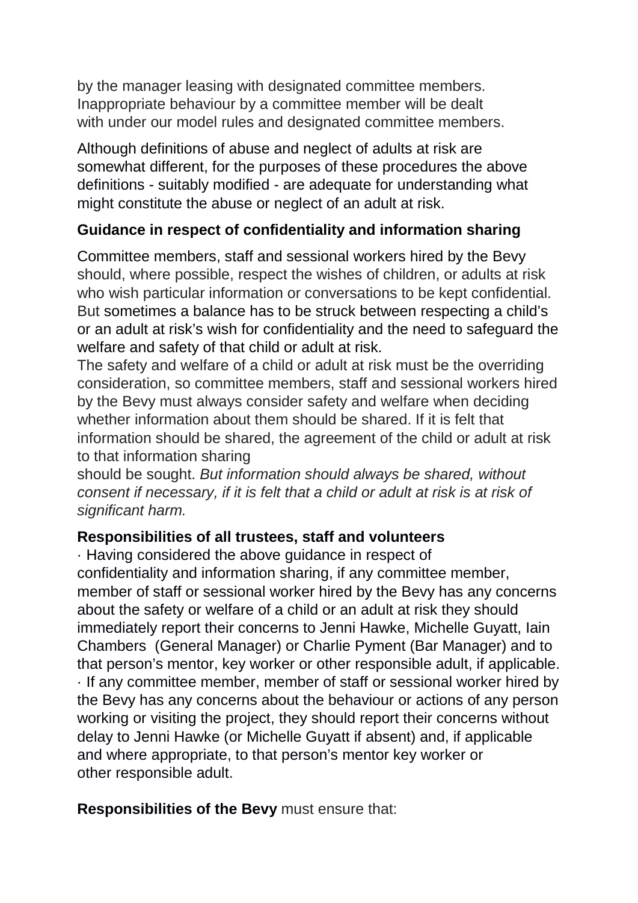by the manager leasing with designated committee members. Inappropriate behaviour by a committee member will be dealt with under our model rules and designated committee members.

Although definitions of abuse and neglect of adults at risk are somewhat different, for the purposes of these procedures the above definitions - suitably modified - are adequate for understanding what might constitute the abuse or neglect of an adult at risk.

**Guidance in respect of confidentiality and information sharing**

Committee members, staff and sessional workers hired by the Bevy should, where possible, respect the wishes of children, or adults at risk who wish particular information or conversations to be kept confidential. But sometimes a balance has to be struck between respecting a child's or an adult at risk's wish for confidentiality and the need to safeguard the welfare and safety of that child or adult at risk.
The safety and welfare of a child or adult at risk must be the overriding consideration, so committee members, staff and sessional workers hired by the Bevy must always consider safety and welfare when deciding whether information about them should be shared. If it is felt that information should be shared, the agreement of the child or adult at risk to that information sharing
should be sought. *But information should always be shared, without consent if necessary, if it is felt that a child or adult at risk is at risk of significant harm.*

**Responsibilities of all trustees, staff and volunteers**

· Having considered the above guidance in respect of confidentiality and information sharing, if any committee member, member of staff or sessional worker hired by the Bevy has any concerns about the safety or welfare of a child or an adult at risk they should immediately report their concerns to Jenni Hawke, Michelle Guyatt, Iain Chambers (General Manager) or Charlie Pyment (Bar Manager) and to that person's mentor, key worker or other responsible adult, if applicable.
· If any committee member, member of staff or sessional worker hired by the Bevy has any concerns about the behaviour or actions of any person working or visiting the project, they should report their concerns without delay to Jenni Hawke (or Michelle Guyatt if absent) and, if applicable and where appropriate, to that person's mentor key worker or other responsible adult.

**Responsibilities of the Bevy** must ensure that: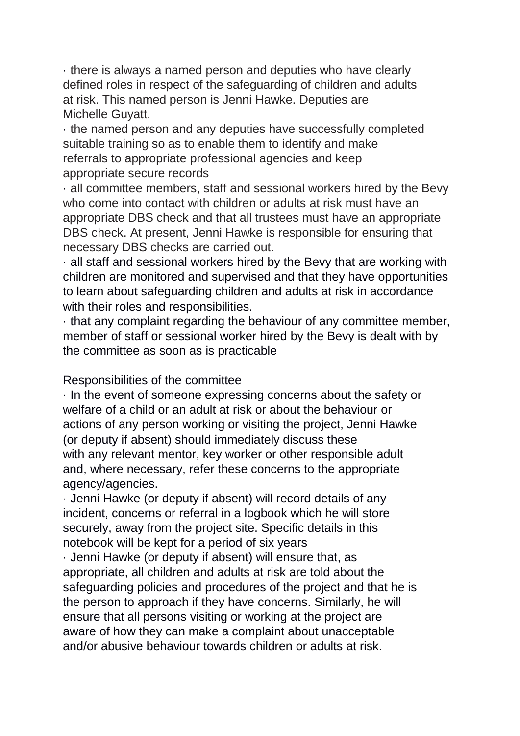- there is always a named person and deputies who have clearly defined roles in respect of the safeguarding of children and adults at risk. This named person is Jenni Hawke. Deputies are Michelle Guyatt.
- the named person and any deputies have successfully completed suitable training so as to enable them to identify and make referrals to appropriate professional agencies and keep appropriate secure records
- all committee members, staff and sessional workers hired by the Bevy who come into contact with children or adults at risk must have an appropriate DBS check and that all trustees must have an appropriate DBS check. At present, Jenni Hawke is responsible for ensuring that necessary DBS checks are carried out.
- all staff and sessional workers hired by the Bevy that are working with children are monitored and supervised and that they have opportunities to learn about safeguarding children and adults at risk in accordance with their roles and responsibilities.
- that any complaint regarding the behaviour of any committee member, member of staff or sessional worker hired by the Bevy is dealt with by the committee as soon as is practicable

Responsibilities of the committee

- In the event of someone expressing concerns about the safety or welfare of a child or an adult at risk or about the behaviour or actions of any person working or visiting the project, Jenni Hawke (or deputy if absent) should immediately discuss these with any relevant mentor, key worker or other responsible adult and, where necessary, refer these concerns to the appropriate agency/agencies.
- Jenni Hawke (or deputy if absent) will record details of any incident, concerns or referral in a logbook which he will store securely, away from the project site. Specific details in this notebook will be kept for a period of six years
- Jenni Hawke (or deputy if absent) will ensure that, as appropriate, all children and adults at risk are told about the safeguarding policies and procedures of the project and that he is the person to approach if they have concerns. Similarly, he will ensure that all persons visiting or working at the project are aware of how they can make a complaint about unacceptable and/or abusive behaviour towards children or adults at risk.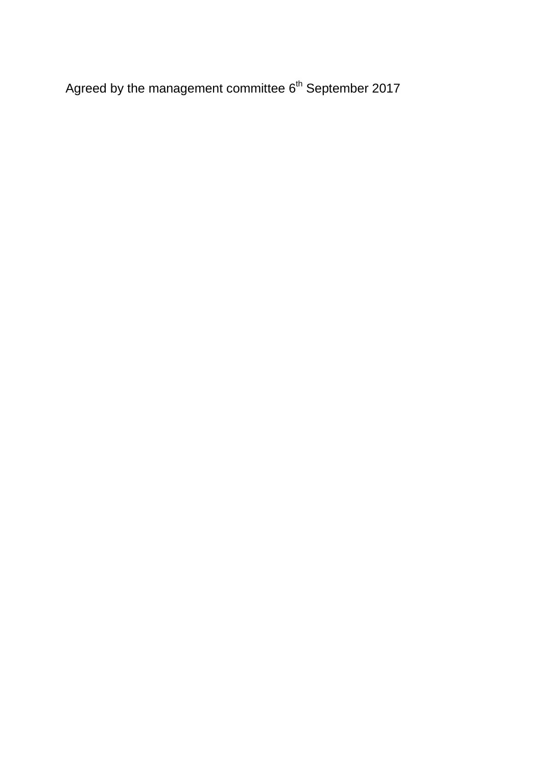Agreed by the management committee 6th September 2017